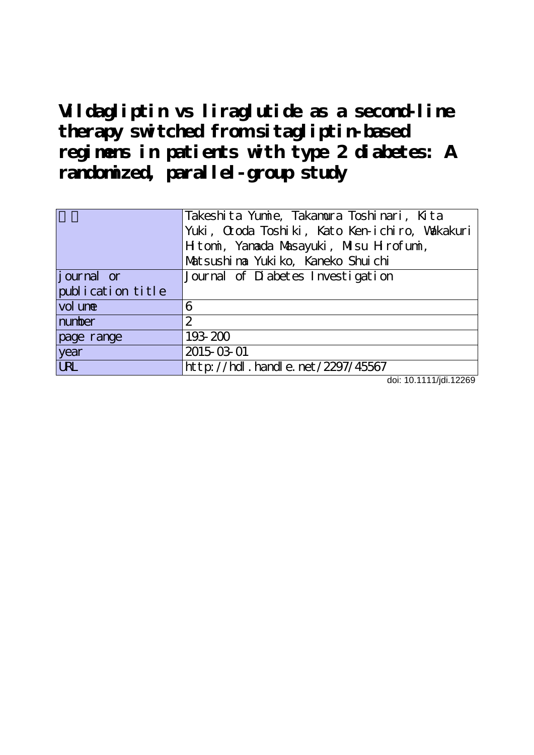# Vildagliptin vs liraglutide as a second-line therapy switched from sitagliptin-based regimens in patients with type 2 diabetes: A randomized, parallel-group study

| 著者 | Takeshita Yumie, Takamura Toshinari, Kita Yuki, Otoda Toshiki, Kato Ken-ichiro, Wakakuri Hitomi, Yamada Masayuki, Misu Hirofumi, Matsushima Yukiko, Kaneko Shuichi |
|---|---|
| journal or publication title | Journal of Diabetes Investigation |
| volume | 6 |
| number | 2 |
| page range | 193-200 |
| year | 2015-03-01 |
| URL | http://hdl.handle.net/2297/45567 |

doi: 10.1111/jdi.12269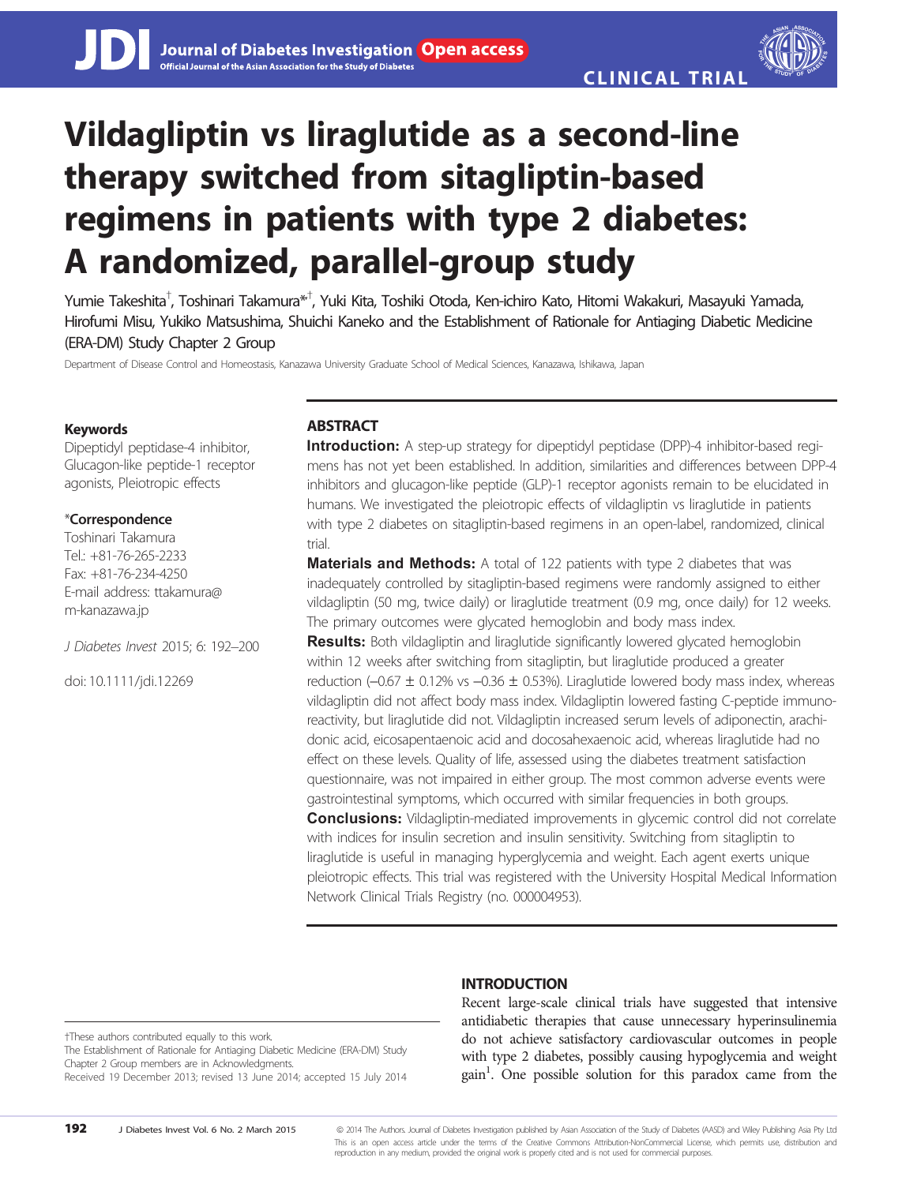# Vildagliptin vs liraglutide as a second-line therapy switched from sitagliptin-based regimens in patients with type 2 diabetes: A randomized, parallel-group study

Yumie Takeshita[†], Toshinari Takamura[*,†], Yuki Kita, Toshiki Otoda, Ken-ichiro Kato, Hitomi Wakakuri, Masayuki Yamada, Hirofumi Misu, Yukiko Matsushima, Shuichi Kaneko and the Establishment of Rationale for Antiaging Diabetic Medicine (ERA-DM) Study Chapter 2 Group

Department of Disease Control and Homeostasis, Kanazawa University Graduate School of Medical Sciences, Kanazawa, Ishikawa, Japan

**Keywords**

Dipeptidyl peptidase-4 inhibitor, Glucagon-like peptide-1 receptor agonists, Pleiotropic effects

**\*Correspondence**

Toshinari Takamura
Tel.: +81-76-265-2233
Fax: +81-76-234-4250
E-mail address: ttakamura@m-kanazawa.jp

J Diabetes Invest 2015; 6: 192–200

doi: 10.1111/jdi.12269

## ABSTRACT

**Introduction:** A step-up strategy for dipeptidyl peptidase (DPP)-4 inhibitor-based regimens has not yet been established. In addition, similarities and differences between DPP-4 inhibitors and glucagon-like peptide (GLP)-1 receptor agonists remain to be elucidated in humans. We investigated the pleiotropic effects of vildagliptin vs liraglutide in patients with type 2 diabetes on sitagliptin-based regimens in an open-label, randomized, clinical trial.

**Materials and Methods:** A total of 122 patients with type 2 diabetes that was inadequately controlled by sitagliptin-based regimens were randomly assigned to either vildagliptin (50 mg, twice daily) or liraglutide treatment (0.9 mg, once daily) for 12 weeks. The primary outcomes were glycated hemoglobin and body mass index.

**Results:** Both vildagliptin and liraglutide significantly lowered glycated hemoglobin within 12 weeks after switching from sitagliptin, but liraglutide produced a greater reduction (−0.67 ± 0.12% vs −0.36 ± 0.53%). Liraglutide lowered body mass index, whereas vildagliptin did not affect body mass index. Vildagliptin lowered fasting C-peptide immunoreactivity, but liraglutide did not. Vildagliptin increased serum levels of adiponectin, arachidonic acid, eicosapentaenoic acid and docosahexaenoic acid, whereas liraglutide had no effect on these levels. Quality of life, assessed using the diabetes treatment satisfaction questionnaire, was not impaired in either group. The most common adverse events were gastrointestinal symptoms, which occurred with similar frequencies in both groups.

**Conclusions:** Vildagliptin-mediated improvements in glycemic control did not correlate with indices for insulin secretion and insulin sensitivity. Switching from sitagliptin to liraglutide is useful in managing hyperglycemia and weight. Each agent exerts unique pleiotropic effects. This trial was registered with the University Hospital Medical Information Network Clinical Trials Registry (no. 000004953).

## INTRODUCTION

Recent large-scale clinical trials have suggested that intensive antidiabetic therapies that cause unnecessary hyperinsulinemia do not achieve satisfactory cardiovascular outcomes in people with type 2 diabetes, possibly causing hypoglycemia and weight gain[1]. One possible solution for this paradox came from the

†These authors contributed equally to this work.
The Establishment of Rationale for Antiaging Diabetic Medicine (ERA-DM) Study Chapter 2 Group members are in Acknowledgments.
Received 19 December 2013; revised 13 June 2014; accepted 15 July 2014

© 2014 The Authors. Journal of Diabetes Investigation published by Asian Association of the Study of Diabetes (AASD) and Wiley Publishing Asia Pty Ltd
This is an open access article under the terms of the Creative Commons Attribution-NonCommercial License, which permits use, distribution and reproduction in any medium, provided the original work is properly cited and is not used for commercial purposes.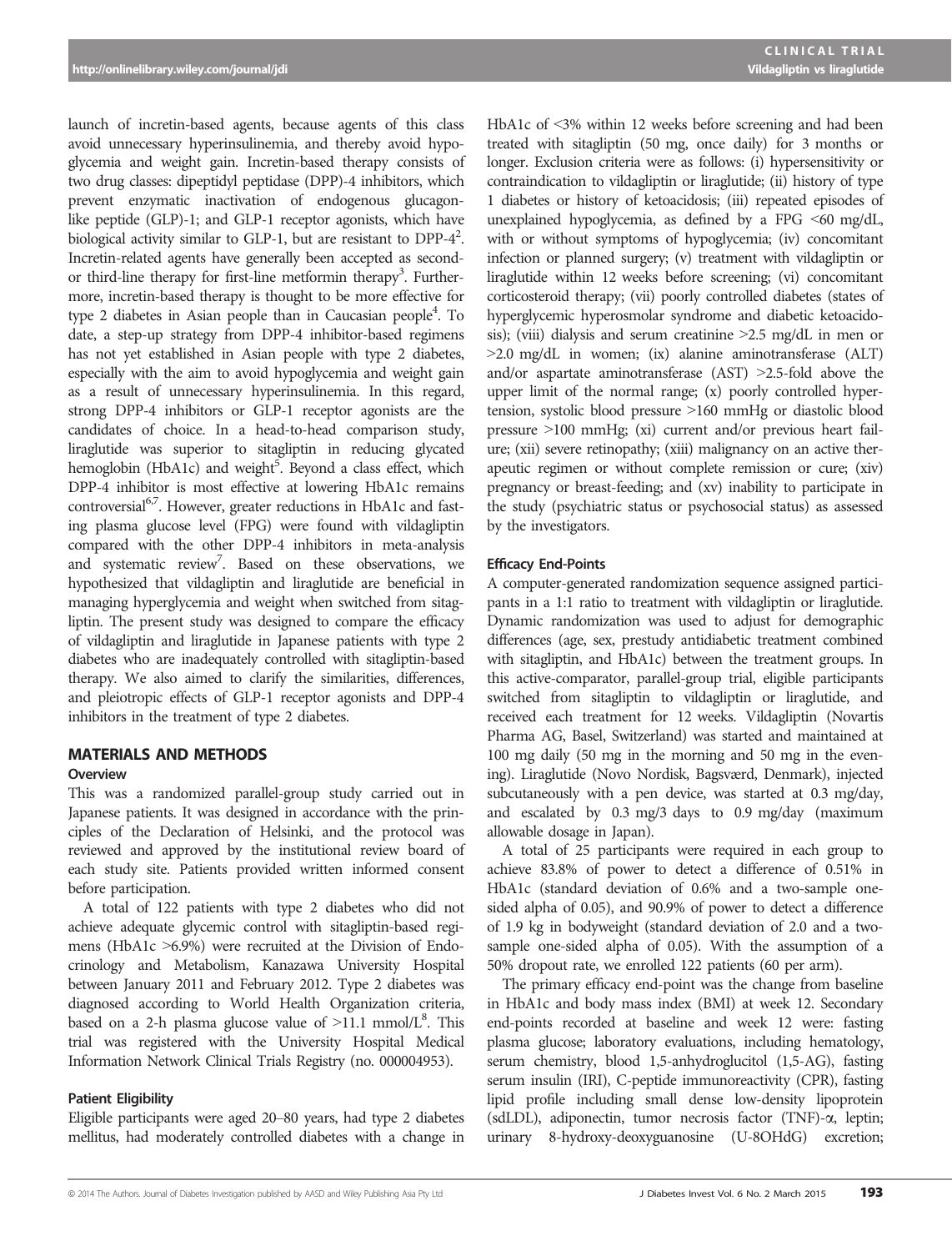launch of incretin-based agents, because agents of this class avoid unnecessary hyperinsulinemia, and thereby avoid hypoglycemia and weight gain. Incretin-based therapy consists of two drug classes: dipeptidyl peptidase (DPP)-4 inhibitors, which prevent enzymatic inactivation of endogenous glucagon-like peptide (GLP)-1; and GLP-1 receptor agonists, which have biological activity similar to GLP-1, but are resistant to DPP-4[2]. Incretin-related agents have generally been accepted as second- or third-line therapy for first-line metformin therapy[3]. Furthermore, incretin-based therapy is thought to be more effective for type 2 diabetes in Asian people than in Caucasian people[4]. To date, a step-up strategy from DPP-4 inhibitor-based regimens has not yet established in Asian people with type 2 diabetes, especially with the aim to avoid hypoglycemia and weight gain as a result of unnecessary hyperinsulinemia. In this regard, strong DPP-4 inhibitors or GLP-1 receptor agonists are the candidates of choice. In a head-to-head comparison study, liraglutide was superior to sitagliptin in reducing glycated hemoglobin (HbA1c) and weight[5]. Beyond a class effect, which DPP-4 inhibitor is most effective at lowering HbA1c remains controversial[6,7]. However, greater reductions in HbA1c and fasting plasma glucose level (FPG) were found with vildagliptin compared with the other DPP-4 inhibitors in meta-analysis and systematic review[7]. Based on these observations, we hypothesized that vildagliptin and liraglutide are beneficial in managing hyperglycemia and weight when switched from sitagliptin. The present study was designed to compare the efficacy of vildagliptin and liraglutide in Japanese patients with type 2 diabetes who are inadequately controlled with sitagliptin-based therapy. We also aimed to clarify the similarities, differences, and pleiotropic effects of GLP-1 receptor agonists and DPP-4 inhibitors in the treatment of type 2 diabetes.

## MATERIALS AND METHODS

### Overview

This was a randomized parallel-group study carried out in Japanese patients. It was designed in accordance with the principles of the Declaration of Helsinki, and the protocol was reviewed and approved by the institutional review board of each study site. Patients provided written informed consent before participation.

A total of 122 patients with type 2 diabetes who did not achieve adequate glycemic control with sitagliptin-based regimens (HbA1c >6.9%) were recruited at the Division of Endocrinology and Metabolism, Kanazawa University Hospital between January 2011 and February 2012. Type 2 diabetes was diagnosed according to World Health Organization criteria, based on a 2-h plasma glucose value of >11.1 mmol/L[8]. This trial was registered with the University Hospital Medical Information Network Clinical Trials Registry (no. 000004953).

### Patient Eligibility

Eligible participants were aged 20–80 years, had type 2 diabetes mellitus, had moderately controlled diabetes with a change in HbA1c of <3% within 12 weeks before screening and had been treated with sitagliptin (50 mg, once daily) for 3 months or longer. Exclusion criteria were as follows: (i) hypersensitivity or contraindication to vildagliptin or liraglutide; (ii) history of type 1 diabetes or history of ketoacidosis; (iii) repeated episodes of unexplained hypoglycemia, as defined by a FPG <60 mg/dL, with or without symptoms of hypoglycemia; (iv) concomitant infection or planned surgery; (v) treatment with vildagliptin or liraglutide within 12 weeks before screening; (vi) concomitant corticosteroid therapy; (vii) poorly controlled diabetes (states of hyperglycemic hyperosmolar syndrome and diabetic ketoacidosis); (viii) dialysis and serum creatinine >2.5 mg/dL in men or >2.0 mg/dL in women; (ix) alanine aminotransferase (ALT) and/or aspartate aminotransferase (AST) >2.5-fold above the upper limit of the normal range; (x) poorly controlled hypertension, systolic blood pressure >160 mmHg or diastolic blood pressure >100 mmHg; (xi) current and/or previous heart failure; (xii) severe retinopathy; (xiii) malignancy on an active therapeutic regimen or without complete remission or cure; (xiv) pregnancy or breast-feeding; and (xv) inability to participate in the study (psychiatric status or psychosocial status) as assessed by the investigators.

### Efficacy End-Points

A computer-generated randomization sequence assigned participants in a 1:1 ratio to treatment with vildagliptin or liraglutide. Dynamic randomization was used to adjust for demographic differences (age, sex, prestudy antidiabetic treatment combined with sitagliptin, and HbA1c) between the treatment groups. In this active-comparator, parallel-group trial, eligible participants switched from sitagliptin to vildagliptin or liraglutide, and received each treatment for 12 weeks. Vildagliptin (Novartis Pharma AG, Basel, Switzerland) was started and maintained at 100 mg daily (50 mg in the morning and 50 mg in the evening). Liraglutide (Novo Nordisk, Bagsværd, Denmark), injected subcutaneously with a pen device, was started at 0.3 mg/day, and escalated by 0.3 mg/3 days to 0.9 mg/day (maximum allowable dosage in Japan).

A total of 25 participants were required in each group to achieve 83.8% of power to detect a difference of 0.51% in HbA1c (standard deviation of 0.6% and a two-sample one-sided alpha of 0.05), and 90.9% of power to detect a difference of 1.9 kg in bodyweight (standard deviation of 2.0 and a two-sample one-sided alpha of 0.05). With the assumption of a 50% dropout rate, we enrolled 122 patients (60 per arm).

The primary efficacy end-point was the change from baseline in HbA1c and body mass index (BMI) at week 12. Secondary end-points recorded at baseline and week 12 were: fasting plasma glucose; laboratory evaluations, including hematology, serum chemistry, blood 1,5-anhydroglucitol (1,5-AG), fasting serum insulin (IRI), C-peptide immunoreactivity (CPR), fasting lipid profile including small dense low-density lipoprotein (sdLDL), adiponectin, tumor necrosis factor (TNF)-α, leptin; urinary 8-hydroxy-deoxyguanosine (U-8OHdG) excretion;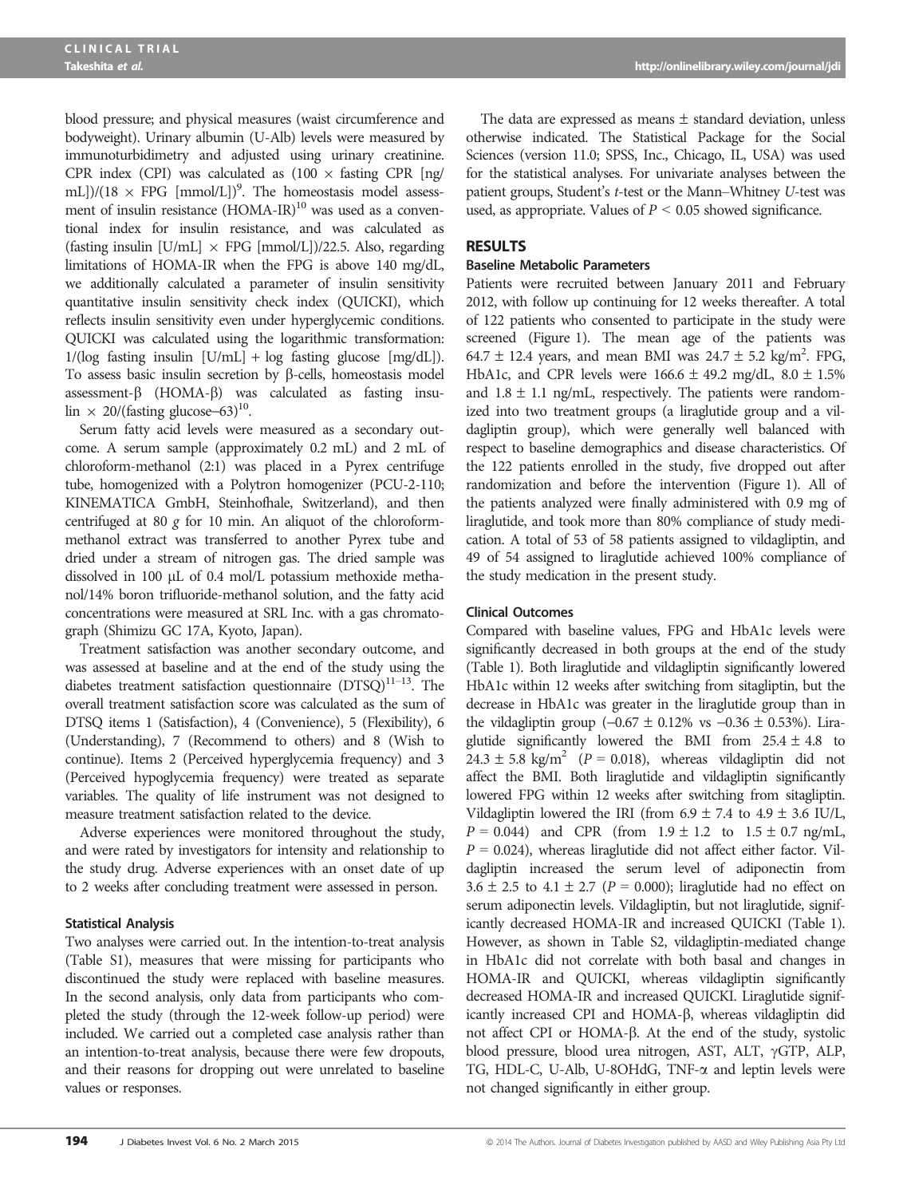blood pressure; and physical measures (waist circumference and bodyweight). Urinary albumin (U-Alb) levels were measured by immunoturbidimetry and adjusted using urinary creatinine. CPR index (CPI) was calculated as (100 × fasting CPR [ng/mL])/(18 × FPG [mmol/L])[9]. The homeostasis model assessment of insulin resistance (HOMA-IR)[10] was used as a conventional index for insulin resistance, and was calculated as (fasting insulin [U/mL] × FPG [mmol/L])/22.5. Also, regarding limitations of HOMA-IR when the FPG is above 140 mg/dL, we additionally calculated a parameter of insulin sensitivity quantitative insulin sensitivity check index (QUICKI), which reflects insulin sensitivity even under hyperglycemic conditions. QUICKI was calculated using the logarithmic transformation: 1/(log fasting insulin [U/mL] + log fasting glucose [mg/dL]). To assess basic insulin secretion by β-cells, homeostasis model assessment-β (HOMA-β) was calculated as fasting insulin × 20/(fasting glucose–63)[10].

Serum fatty acid levels were measured as a secondary outcome. A serum sample (approximately 0.2 mL) and 2 mL of chloroform-methanol (2:1) was placed in a Pyrex centrifuge tube, homogenized with a Polytron homogenizer (PCU-2-110; KINEMATICA GmbH, Steinhofhale, Switzerland), and then centrifuged at 80 *g* for 10 min. An aliquot of the chloroform-methanol extract was transferred to another Pyrex tube and dried under a stream of nitrogen gas. The dried sample was dissolved in 100 μL of 0.4 mol/L potassium methoxide methanol/14% boron trifluoride-methanol solution, and the fatty acid concentrations were measured at SRL Inc. with a gas chromatograph (Shimizu GC 17A, Kyoto, Japan).

Treatment satisfaction was another secondary outcome, and was assessed at baseline and at the end of the study using the diabetes treatment satisfaction questionnaire (DTSQ)[11–13]. The overall treatment satisfaction score was calculated as the sum of DTSQ items 1 (Satisfaction), 4 (Convenience), 5 (Flexibility), 6 (Understanding), 7 (Recommend to others) and 8 (Wish to continue). Items 2 (Perceived hyperglycemia frequency) and 3 (Perceived hypoglycemia frequency) were treated as separate variables. The quality of life instrument was not designed to measure treatment satisfaction related to the device.

Adverse experiences were monitored throughout the study, and were rated by investigators for intensity and relationship to the study drug. Adverse experiences with an onset date of up to 2 weeks after concluding treatment were assessed in person.

### Statistical Analysis

Two analyses were carried out. In the intention-to-treat analysis (Table S1), measures that were missing for participants who discontinued the study were replaced with baseline measures. In the second analysis, only data from participants who completed the study (through the 12-week follow-up period) were included. We carried out a completed case analysis rather than an intention-to-treat analysis, because there were few dropouts, and their reasons for dropping out were unrelated to baseline values or responses.

The data are expressed as means ± standard deviation, unless otherwise indicated. The Statistical Package for the Social Sciences (version 11.0; SPSS, Inc., Chicago, IL, USA) was used for the statistical analyses. For univariate analyses between the patient groups, Student's *t*-test or the Mann–Whitney *U*-test was used, as appropriate. Values of $P < 0.05$ showed significance.

## RESULTS

### Baseline Metabolic Parameters

Patients were recruited between January 2011 and February 2012, with follow up continuing for 12 weeks thereafter. A total of 122 patients who consented to participate in the study were screened (Figure 1). The mean age of the patients was 64.7 ± 12.4 years, and mean BMI was 24.7 ± 5.2 kg/m$^2$. FPG, HbA1c, and CPR levels were 166.6 ± 49.2 mg/dL, 8.0 ± 1.5% and 1.8 ± 1.1 ng/mL, respectively. The patients were randomized into two treatment groups (a liraglutide group and a vildagliptin group), which were generally well balanced with respect to baseline demographics and disease characteristics. Of the 122 patients enrolled in the study, five dropped out after randomization and before the intervention (Figure 1). All of the patients analyzed were finally administered with 0.9 mg of liraglutide, and took more than 80% compliance of study medication. A total of 53 of 58 patients assigned to vildagliptin, and 49 of 54 assigned to liraglutide achieved 100% compliance of the study medication in the present study.

### Clinical Outcomes

Compared with baseline values, FPG and HbA1c levels were significantly decreased in both groups at the end of the study (Table 1). Both liraglutide and vildagliptin significantly lowered HbA1c within 12 weeks after switching from sitagliptin, but the decrease in HbA1c was greater in the liraglutide group than in the vildagliptin group (−0.67 ± 0.12% vs −0.36 ± 0.53%). Liraglutide significantly lowered the BMI from 25.4 ± 4.8 to 24.3 ± 5.8 kg/m$^2$ ($P = 0.018$), whereas vildagliptin did not affect the BMI. Both liraglutide and vildagliptin significantly lowered FPG within 12 weeks after switching from sitagliptin. Vildagliptin lowered the IRI (from 6.9 ± 7.4 to 4.9 ± 3.6 IU/L, $P = 0.044$) and CPR (from 1.9 ± 1.2 to 1.5 ± 0.7 ng/mL, $P = 0.024$), whereas liraglutide did not affect either factor. Vildagliptin increased the serum level of adiponectin from 3.6 ± 2.5 to 4.1 ± 2.7 ($P = 0.000$); liraglutide had no effect on serum adiponectin levels. Vildagliptin, but not liraglutide, significantly decreased HOMA-IR and increased QUICKI (Table 1). However, as shown in Table S2, vildagliptin-mediated change in HbA1c did not correlate with both basal and changes in HOMA-IR and QUICKI, whereas vildagliptin significantly decreased HOMA-IR and increased QUICKI. Liraglutide significantly increased CPI and HOMA-β, whereas vildagliptin did not affect CPI or HOMA-β. At the end of the study, systolic blood pressure, blood urea nitrogen, AST, ALT, γGTP, ALP, TG, HDL-C, U-Alb, U-8OHdG, TNF-α and leptin levels were not changed significantly in either group.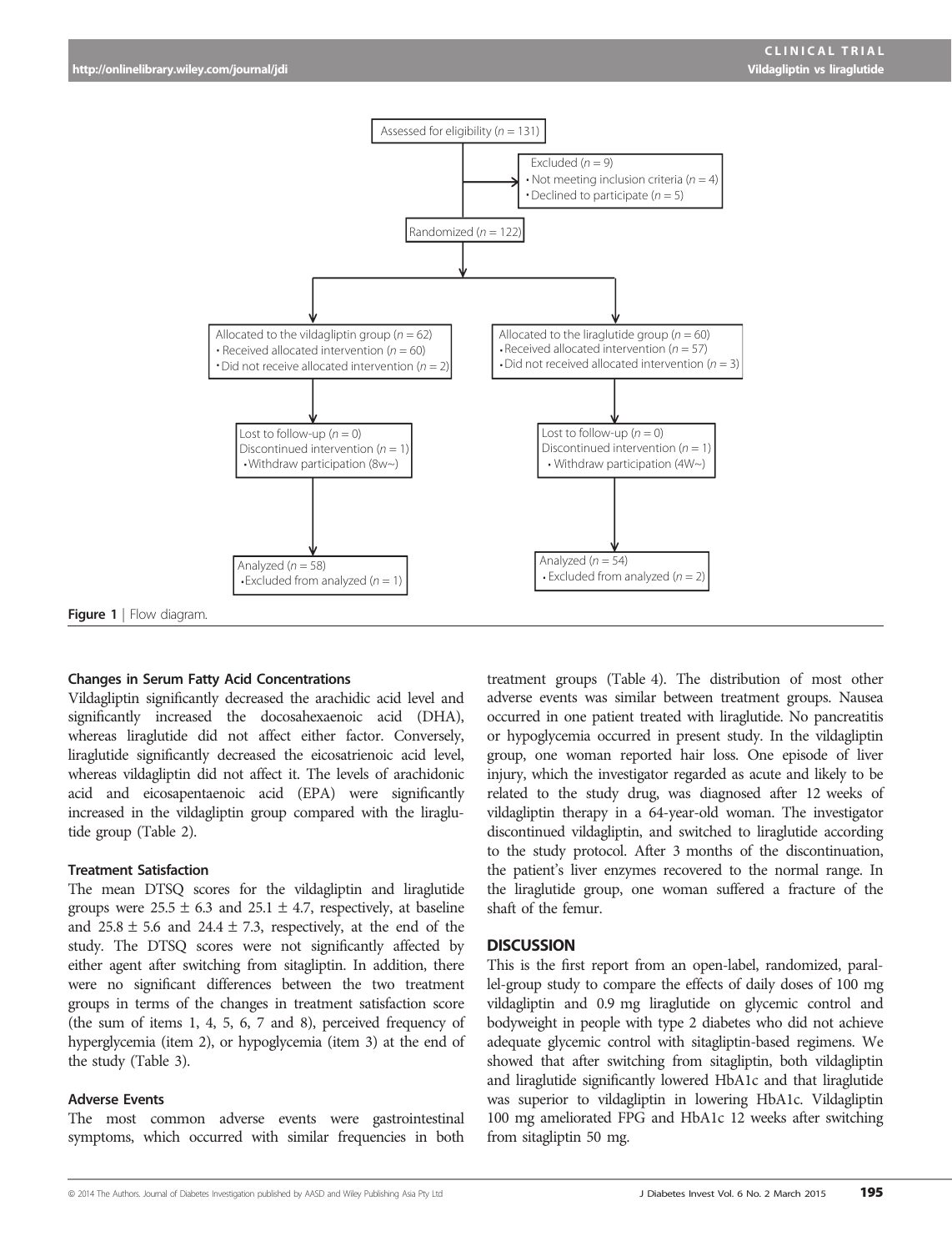Assessed for eligibility ($n = 131$)

Excluded ($n = 9$)
- Not meeting inclusion criteria ($n = 4$)
- Declined to participate ($n = 5$)

Randomized ($n = 122$)

Allocated to the vildagliptin group ($n = 62$)
- Received allocated intervention ($n = 60$)
- Did not receive allocated intervention ($n = 2$)

Lost to follow-up ($n = 0$)
Discontinued intervention ($n = 1$)
- Withdraw participation (8w~)

Analyzed ($n = 58$)
- Excluded from analyzed ($n = 1$)

Allocated to the liraglutide group ($n = 60$)
- Received allocated intervention ($n = 57$)
- Did not received allocated intervention ($n = 3$)

Lost to follow-up ($n = 0$)
Discontinued intervention ($n = 1$)
- Withdraw participation (4W~)

Analyzed ($n = 54$)
- Excluded from analyzed ($n = 2$)

**Figure 1** | Flow diagram.

### Changes in Serum Fatty Acid Concentrations

Vildagliptin significantly decreased the arachidic acid level and significantly increased the docosahexaenoic acid (DHA), whereas liraglutide did not affect either factor. Conversely, liraglutide significantly decreased the eicosatrienoic acid level, whereas vildagliptin did not affect it. The levels of arachidonic acid and eicosapentaenoic acid (EPA) were significantly increased in the vildagliptin group compared with the liraglutide group (Table 2).

### Treatment Satisfaction

The mean DTSQ scores for the vildagliptin and liraglutide groups were $25.5 \pm 6.3$ and $25.1 \pm 4.7$, respectively, at baseline and $25.8 \pm 5.6$ and $24.4 \pm 7.3$, respectively, at the end of the study. The DTSQ scores were not significantly affected by either agent after switching from sitagliptin. In addition, there were no significant differences between the two treatment groups in terms of the changes in treatment satisfaction score (the sum of items 1, 4, 5, 6, 7 and 8), perceived frequency of hyperglycemia (item 2), or hypoglycemia (item 3) at the end of the study (Table 3).

### Adverse Events

The most common adverse events were gastrointestinal symptoms, which occurred with similar frequencies in both treatment groups (Table 4). The distribution of most other adverse events was similar between treatment groups. Nausea occurred in one patient treated with liraglutide. No pancreatitis or hypoglycemia occurred in present study. In the vildagliptin group, one woman reported hair loss. One episode of liver injury, which the investigator regarded as acute and likely to be related to the study drug, was diagnosed after 12 weeks of vildagliptin therapy in a 64-year-old woman. The investigator discontinued vildagliptin, and switched to liraglutide according to the study protocol. After 3 months of the discontinuation, the patient's liver enzymes recovered to the normal range. In the liraglutide group, one woman suffered a fracture of the shaft of the femur.

## DISCUSSION

This is the first report from an open-label, randomized, parallel-group study to compare the effects of daily doses of 100 mg vildagliptin and 0.9 mg liraglutide on glycemic control and bodyweight in people with type 2 diabetes who did not achieve adequate glycemic control with sitagliptin-based regimens. We showed that after switching from sitagliptin, both vildagliptin and liraglutide significantly lowered HbA1c and that liraglutide was superior to vildagliptin in lowering HbA1c. Vildagliptin 100 mg ameliorated FPG and HbA1c 12 weeks after switching from sitagliptin 50 mg.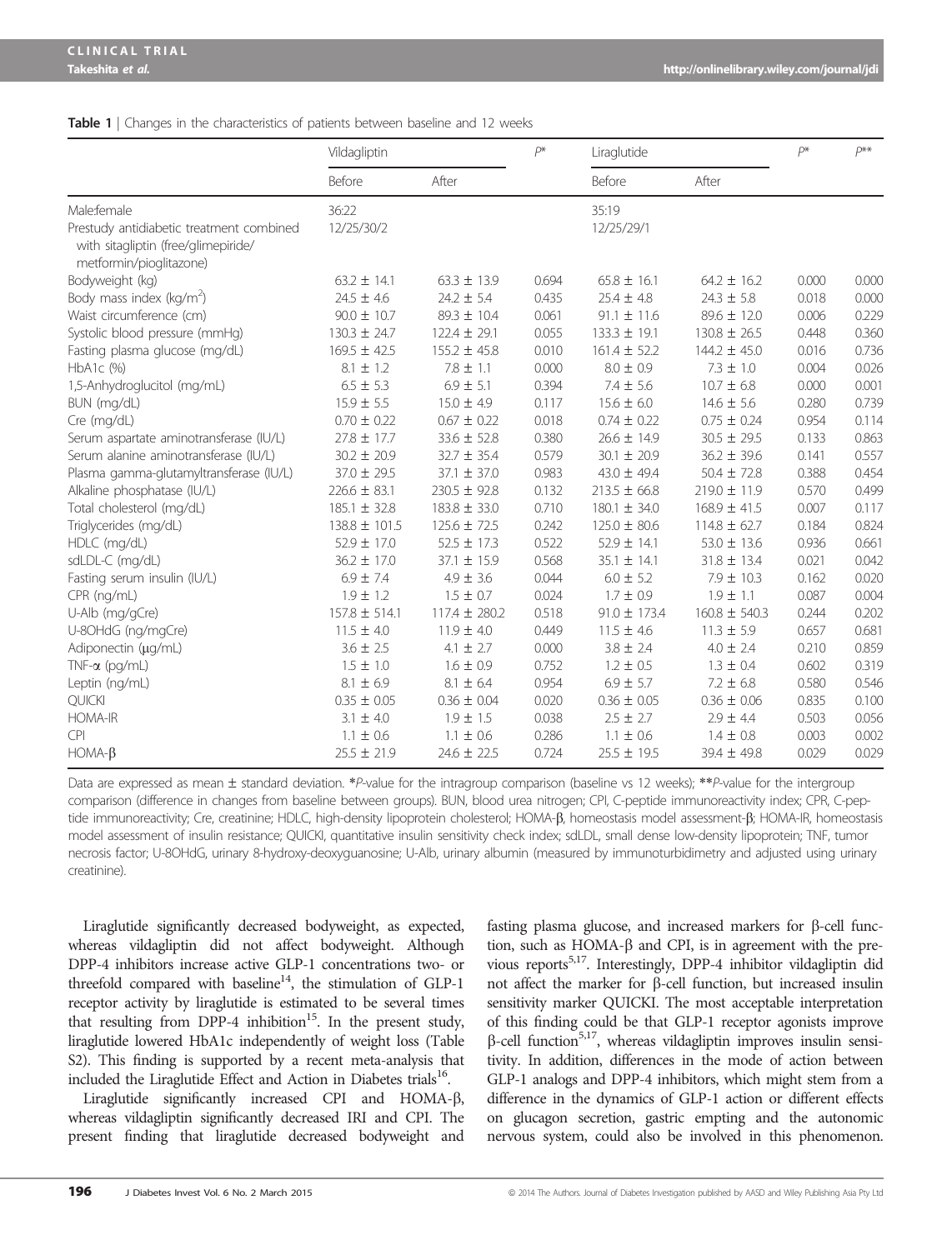**Table 1** | Changes in the characteristics of patients between baseline and 12 weeks

| | Vildagliptin | | $P$* | Liraglutide | | $P$* | $P$** |
|---|---|---|---|---|---|---|---|
| | Before | After | | Before | After | | |
| Male:female | 36:22 | | | 35:19 | | | |
| Prestudy antidiabetic treatment combined with sitagliptin (free/glimepiride/metformin/pioglitazone) | 12/25/30/2 | | | 12/25/29/1 | | | |
| Bodyweight (kg) | 63.2 ± 14.1 | 63.3 ± 13.9 | 0.694 | 65.8 ± 16.1 | 64.2 ± 16.2 | 0.000 | 0.000 |
| Body mass index (kg/m$^2$) | 24.5 ± 4.6 | 24.2 ± 5.4 | 0.435 | 25.4 ± 4.8 | 24.3 ± 5.8 | 0.018 | 0.000 |
| Waist circumference (cm) | 90.0 ± 10.7 | 89.3 ± 10.4 | 0.061 | 91.1 ± 11.6 | 89.6 ± 12.0 | 0.006 | 0.229 |
| Systolic blood pressure (mmHg) | 130.3 ± 24.7 | 122.4 ± 29.1 | 0.055 | 133.3 ± 19.1 | 130.8 ± 26.5 | 0.448 | 0.360 |
| Fasting plasma glucose (mg/dL) | 169.5 ± 42.5 | 155.2 ± 45.8 | 0.010 | 161.4 ± 52.2 | 144.2 ± 45.0 | 0.016 | 0.736 |
| HbA1c (%) | 8.1 ± 1.2 | 7.8 ± 1.1 | 0.000 | 8.0 ± 0.9 | 7.3 ± 1.0 | 0.004 | 0.026 |
| 1,5-Anhydroglucitol (mg/mL) | 6.5 ± 5.3 | 6.9 ± 5.1 | 0.394 | 7.4 ± 5.6 | 10.7 ± 6.8 | 0.000 | 0.001 |
| BUN (mg/dL) | 15.9 ± 5.5 | 15.0 ± 4.9 | 0.117 | 15.6 ± 6.0 | 14.6 ± 5.6 | 0.280 | 0.739 |
| Cre (mg/dL) | 0.70 ± 0.22 | 0.67 ± 0.22 | 0.018 | 0.74 ± 0.22 | 0.75 ± 0.24 | 0.954 | 0.114 |
| Serum aspartate aminotransferase (IU/L) | 27.8 ± 17.7 | 33.6 ± 52.8 | 0.380 | 26.6 ± 14.9 | 30.5 ± 29.5 | 0.133 | 0.863 |
| Serum alanine aminotransferase (IU/L) | 30.2 ± 20.9 | 32.7 ± 35.4 | 0.579 | 30.1 ± 20.9 | 36.2 ± 39.6 | 0.141 | 0.557 |
| Plasma gamma-glutamyltransferase (IU/L) | 37.0 ± 29.5 | 37.1 ± 37.0 | 0.983 | 43.0 ± 49.4 | 50.4 ± 72.8 | 0.388 | 0.454 |
| Alkaline phosphatase (IU/L) | 226.6 ± 83.1 | 230.5 ± 92.8 | 0.132 | 213.5 ± 66.8 | 219.0 ± 11.9 | 0.570 | 0.499 |
| Total cholesterol (mg/dL) | 185.1 ± 32.8 | 183.8 ± 33.0 | 0.710 | 180.1 ± 34.0 | 168.9 ± 41.5 | 0.007 | 0.117 |
| Triglycerides (mg/dL) | 138.8 ± 101.5 | 125.6 ± 72.5 | 0.242 | 125.0 ± 80.6 | 114.8 ± 62.7 | 0.184 | 0.824 |
| HDLC (mg/dL) | 52.9 ± 17.0 | 52.5 ± 17.3 | 0.522 | 52.9 ± 14.1 | 53.0 ± 13.6 | 0.936 | 0.661 |
| sdLDL-C (mg/dL) | 36.2 ± 17.0 | 37.1 ± 15.9 | 0.568 | 35.1 ± 14.1 | 31.8 ± 13.4 | 0.021 | 0.042 |
| Fasting serum insulin (IU/L) | 6.9 ± 7.4 | 4.9 ± 3.6 | 0.044 | 6.0 ± 5.2 | 7.9 ± 10.3 | 0.162 | 0.020 |
| CPR (ng/mL) | 1.9 ± 1.2 | 1.5 ± 0.7 | 0.024 | 1.7 ± 0.9 | 1.9 ± 1.1 | 0.087 | 0.004 |
| U-Alb (mg/gCre) | 157.8 ± 514.1 | 117.4 ± 280.2 | 0.518 | 91.0 ± 173.4 | 160.8 ± 540.3 | 0.244 | 0.202 |
| U-8OHdG (ng/mgCre) | 11.5 ± 4.0 | 11.9 ± 4.0 | 0.449 | 11.5 ± 4.6 | 11.3 ± 5.9 | 0.657 | 0.681 |
| Adiponectin (μg/mL) | 3.6 ± 2.5 | 4.1 ± 2.7 | 0.000 | 3.8 ± 2.4 | 4.0 ± 2.4 | 0.210 | 0.859 |
| TNF-α (pg/mL) | 1.5 ± 1.0 | 1.6 ± 0.9 | 0.752 | 1.2 ± 0.5 | 1.3 ± 0.4 | 0.602 | 0.319 |
| Leptin (ng/mL) | 8.1 ± 6.9 | 8.1 ± 6.4 | 0.954 | 6.9 ± 5.7 | 7.2 ± 6.8 | 0.580 | 0.546 |
| QUICKI | 0.35 ± 0.05 | 0.36 ± 0.04 | 0.020 | 0.36 ± 0.05 | 0.36 ± 0.06 | 0.835 | 0.100 |
| HOMA-IR | 3.1 ± 4.0 | 1.9 ± 1.5 | 0.038 | 2.5 ± 2.7 | 2.9 ± 4.4 | 0.503 | 0.056 |
| CPI | 1.1 ± 0.6 | 1.1 ± 0.6 | 0.286 | 1.1 ± 0.6 | 1.4 ± 0.8 | 0.003 | 0.002 |
| HOMA-β | 25.5 ± 21.9 | 24.6 ± 22.5 | 0.724 | 25.5 ± 19.5 | 39.4 ± 49.8 | 0.029 | 0.029 |

Data are expressed as mean ± standard deviation. \*$P$-value for the intragroup comparison (baseline vs 12 weeks); \*\*$P$-value for the intergroup comparison (difference in changes from baseline between groups). BUN, blood urea nitrogen; CPI, C-peptide immunoreactivity index; CPR, C-peptide immunoreactivity; Cre, creatinine; HDLC, high-density lipoprotein cholesterol; HOMA-β, homeostasis model assessment-β; HOMA-IR, homeostasis model assessment of insulin resistance; QUICKI, quantitative insulin sensitivity check index; sdLDL, small dense low-density lipoprotein; TNF, tumor necrosis factor; U-8OHdG, urinary 8-hydroxy-deoxyguanosine; U-Alb, urinary albumin (measured by immunoturbidimetry and adjusted using urinary creatinine).

Liraglutide significantly decreased bodyweight, as expected, whereas vildagliptin did not affect bodyweight. Although DPP-4 inhibitors increase active GLP-1 concentrations two- or threefold compared with baseline[14], the stimulation of GLP-1 receptor activity by liraglutide is estimated to be several times that resulting from DPP-4 inhibition[15]. In the present study, liraglutide lowered HbA1c independently of weight loss (Table S2). This finding is supported by a recent meta-analysis that included the Liraglutide Effect and Action in Diabetes trials[16].

Liraglutide significantly increased CPI and HOMA-β, whereas vildagliptin significantly decreased IRI and CPI. The present finding that liraglutide decreased bodyweight and fasting plasma glucose, and increased markers for β-cell function, such as HOMA-β and CPI, is in agreement with the previous reports[5,17]. Interestingly, DPP-4 inhibitor vildagliptin did not affect the marker for β-cell function, but increased insulin sensitivity marker QUICKI. The most acceptable interpretation of this finding could be that GLP-1 receptor agonists improve β-cell function[5,17], whereas vildagliptin improves insulin sensitivity. In addition, differences in the mode of action between GLP-1 analogs and DPP-4 inhibitors, which might stem from a difference in the dynamics of GLP-1 action or different effects on glucagon secretion, gastric emptying and the autonomic nervous system, could also be involved in this phenomenon.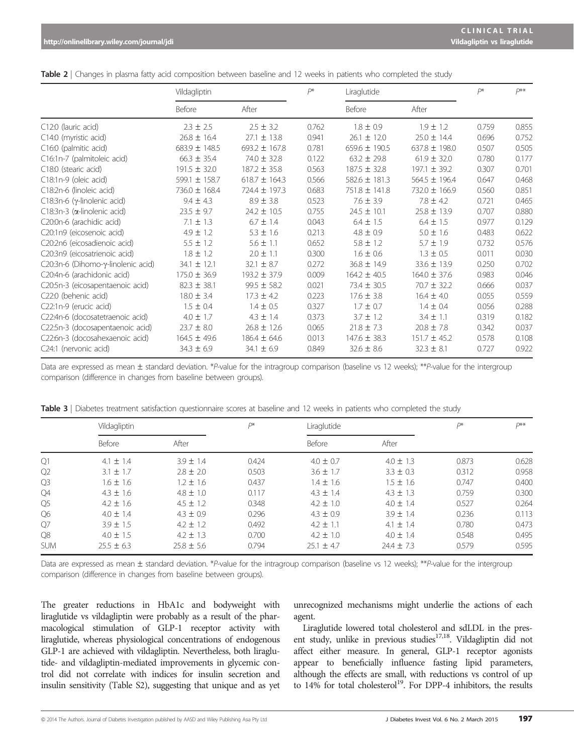**Table 2** | Changes in plasma fatty acid composition between baseline and 12 weeks in patients who completed the study

| | Vildagliptin | | $P$* | Liraglutide | | $P$* | $P$** |
|---|---|---|---|---|---|---|---|
| | Before | After | | Before | After | | |
| C12:0 (lauric acid) | 2.3 ± 2.5 | 2.5 ± 3.2 | 0.762 | 1.8 ± 0.9 | 1.9 ± 1.2 | 0.759 | 0.855 |
| C14:0 (myristic acid) | 26.8 ± 16.4 | 27.1 ± 13.8 | 0.941 | 26.1 ± 12.0 | 25.0 ± 14.4 | 0.696 | 0.752 |
| C16:0 (palmitic acid) | 683.9 ± 148.5 | 693.2 ± 167.8 | 0.781 | 659.6 ± 190.5 | 637.8 ± 198.0 | 0.507 | 0.505 |
| C16:1n-7 (palmitoleic acid) | 66.3 ± 35.4 | 74.0 ± 32.8 | 0.122 | 63.2 ± 29.8 | 61.9 ± 32.0 | 0.780 | 0.177 |
| C18:0 (stearic acid) | 191.5 ± 32.0 | 187.2 ± 35.8 | 0.563 | 187.5 ± 32.8 | 197.1 ± 39.2 | 0.307 | 0.701 |
| C18:1n-9 (oleic acid) | 599.1 ± 158.7 | 618.7 ± 164.3 | 0.566 | 582.6 ± 181.3 | 564.5 ± 196.4 | 0.647 | 0.468 |
| C18:2n-6 (linoleic acid) | 736.0 ± 168.4 | 724.4 ± 197.3 | 0.683 | 751.8 ± 141.8 | 732.0 ± 166.9 | 0.560 | 0.851 |
| C18:3n-6 (γ-linolenic acid) | 9.4 ± 4.3 | 8.9 ± 3.8 | 0.523 | 7.6 ± 3.9 | 7.8 ± 4.2 | 0.721 | 0.465 |
| C18:3n-3 (α-linolenic acid) | 23.5 ± 9.7 | 24.2 ± 10.5 | 0.755 | 24.5 ± 10.1 | 25.8 ± 13.9 | 0.707 | 0.880 |
| C20:0n-6 (arachidic acid) | 7.1 ± 1.3 | 6.7 ± 1.4 | 0.043 | 6.4 ± 1.5 | 6.4 ± 1.5 | 0.977 | 0.129 |
| C20:1n9 (eicosenoic acid) | 4.9 ± 1.2 | 5.3 ± 1.6 | 0.213 | 4.8 ± 0.9 | 5.0 ± 1.6 | 0.483 | 0.622 |
| C20:2n6 (eicosadienoic acid) | 5.5 ± 1.2 | 5.6 ± 1.1 | 0.652 | 5.8 ± 1.2 | 5.7 ± 1.9 | 0.732 | 0.576 |
| C20:3n9 (eicosatrienoic acid) | 1.8 ± 1.2 | 2.0 ± 1.1 | 0.300 | 1.6 ± 0.6 | 1.3 ± 0.5 | 0.011 | 0.030 |
| C20:3n-6 (Dihomo-γ-linolenic acid) | 34.1 ± 12.1 | 32.1 ± 8.7 | 0.272 | 36.8 ± 14.9 | 33.6 ± 13.9 | 0.250 | 0.702 |
| C20:4n-6 (arachidonic acid) | 175.0 ± 36.9 | 193.2 ± 37.9 | 0.009 | 164.2 ± 40.5 | 164.0 ± 37.6 | 0.983 | 0.046 |
| C20:5n-3 (eicosapentaenoic acid) | 82.3 ± 38.1 | 99.5 ± 58.2 | 0.021 | 73.4 ± 30.5 | 70.7 ± 32.2 | 0.666 | 0.037 |
| C22:0 (behenic acid) | 18.0 ± 3.4 | 17.3 ± 4.2 | 0.223 | 17.6 ± 3.8 | 16.4 ± 4.0 | 0.055 | 0.559 |
| C22:1n-9 (erucic acid) | 1.5 ± 0.4 | 1.4 ± 0.5 | 0.327 | 1.7 ± 0.7 | 1.4 ± 0.4 | 0.056 | 0.288 |
| C22:4n-6 (docosatetraenoic acid) | 4.0 ± 1.7 | 4.3 ± 1.4 | 0.373 | 3.7 ± 1.2 | 3.4 ± 1.1 | 0.319 | 0.182 |
| C22:5n-3 (docosapentaenoic acid) | 23.7 ± 8.0 | 26.8 ± 12.6 | 0.065 | 21.8 ± 7.3 | 20.8 ± 7.8 | 0.342 | 0.037 |
| C22:6n-3 (docosahexaenoic acid) | 164.5 ± 49.6 | 186.4 ± 64.6 | 0.013 | 147.6 ± 38.3 | 151.7 ± 45.2 | 0.578 | 0.108 |
| C24:1 (nervonic acid) | 34.3 ± 6.9 | 34.1 ± 6.9 | 0.849 | 32.6 ± 8.6 | 32.3 ± 8.1 | 0.727 | 0.922 |

Data are expressed as mean ± standard deviation. *$P$-value for the intragroup comparison (baseline vs 12 weeks); **$P$-value for the intergroup comparison (difference in changes from baseline between groups).

**Table 3** | Diabetes treatment satisfaction questionnaire scores at baseline and 12 weeks in patients who completed the study

| | Vildagliptin | | $P$* | Liraglutide | | $P$* | $P$** |
|---|---|---|---|---|---|---|---|
| | Before | After | | Before | After | | |
| Q1 | 4.1 ± 1.4 | 3.9 ± 1.4 | 0.424 | 4.0 ± 0.7 | 4.0 ± 1.3 | 0.873 | 0.628 |
| Q2 | 3.1 ± 1.7 | 2.8 ± 2.0 | 0.503 | 3.6 ± 1.7 | 3.3 ± 0.3 | 0.312 | 0.958 |
| Q3 | 1.6 ± 1.6 | 1.2 ± 1.6 | 0.437 | 1.4 ± 1.6 | 1.5 ± 1.6 | 0.747 | 0.400 |
| Q4 | 4.3 ± 1.6 | 4.8 ± 1.0 | 0.117 | 4.3 ± 1.4 | 4.3 ± 1.3 | 0.759 | 0.300 |
| Q5 | 4.2 ± 1.6 | 4.5 ± 1.2 | 0.348 | 4.2 ± 1.0 | 4.0 ± 1.4 | 0.527 | 0.264 |
| Q6 | 4.0 ± 1.4 | 4.3 ± 0.9 | 0.296 | 4.3 ± 0.9 | 3.9 ± 1.4 | 0.236 | 0.113 |
| Q7 | 3.9 ± 1.5 | 4.2 ± 1.2 | 0.492 | 4.2 ± 1.1 | 4.1 ± 1.4 | 0.780 | 0.473 |
| Q8 | 4.0 ± 1.5 | 4.2 ± 1.3 | 0.700 | 4.2 ± 1.0 | 4.0 ± 1.4 | 0.548 | 0.495 |
| SUM | 25.5 ± 6.3 | 25.8 ± 5.6 | 0.794 | 25.1 ± 4.7 | 24.4 ± 7.3 | 0.579 | 0.595 |

Data are expressed as mean ± standard deviation. *$P$-value for the intragroup comparison (baseline vs 12 weeks); **$P$-value for the intergroup comparison (difference in changes from baseline between groups).

The greater reductions in HbA1c and bodyweight with liraglutide vs vildagliptin were probably as a result of the pharmacological stimulation of GLP-1 receptor activity with liraglutide, whereas physiological concentrations of endogenous GLP-1 are achieved with vildagliptin. Nevertheless, both liraglutide- and vildagliptin-mediated improvements in glycemic control did not correlate with indices for insulin secretion and insulin sensitivity (Table S2), suggesting that unique and as yet unrecognized mechanisms might underlie the actions of each agent.

Liraglutide lowered total cholesterol and sdLDL in the present study, unlike in previous studies[17,18]. Vildagliptin did not affect either measure. In general, GLP-1 receptor agonists appear to beneficially influence fasting lipid parameters, although the effects are small, with reductions vs control of up to 14% for total cholesterol[19]. For DPP-4 inhibitors, the results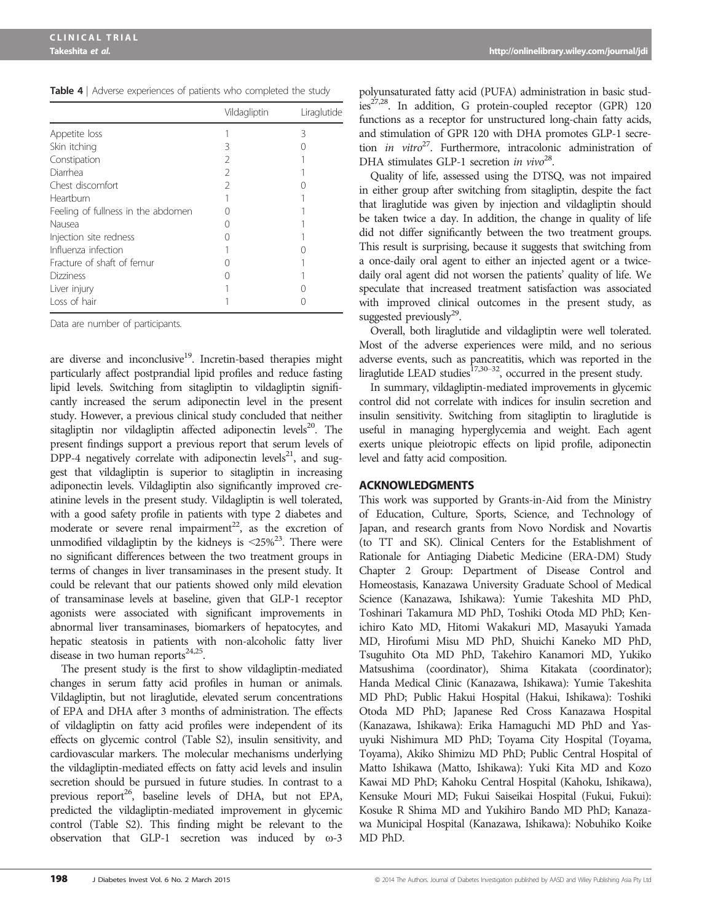**Table 4** | Adverse experiences of patients who completed the study

| | Vildagliptin | Liraglutide |
|---|---|---|
| Appetite loss | 1 | 3 |
| Skin itching | 3 | 0 |
| Constipation | 2 | 1 |
| Diarrhea | 2 | 1 |
| Chest discomfort | 2 | 0 |
| Heartburn | 1 | 1 |
| Feeling of fullness in the abdomen | 0 | 1 |
| Nausea | 0 | 1 |
| Injection site redness | 0 | 1 |
| Influenza infection | 1 | 0 |
| Fracture of shaft of femur | 0 | 1 |
| Dizziness | 0 | 1 |
| Liver injury | 1 | 0 |
| Loss of hair | 1 | 0 |

Data are number of participants.

are diverse and inconclusive[19]. Incretin-based therapies might particularly affect postprandial lipid profiles and reduce fasting lipid levels. Switching from sitagliptin to vildagliptin significantly increased the serum adiponectin level in the present study. However, a previous clinical study concluded that neither sitagliptin nor vildagliptin affected adiponectin levels[20]. The present findings support a previous report that serum levels of DPP-4 negatively correlate with adiponectin levels[21], and suggest that vildagliptin is superior to sitagliptin in increasing adiponectin levels. Vildagliptin also significantly improved creatinine levels in the present study. Vildagliptin is well tolerated, with a good safety profile in patients with type 2 diabetes and moderate or severe renal impairment[22], as the excretion of unmodified vildagliptin by the kidneys is <25%[23]. There were no significant differences between the two treatment groups in terms of changes in liver transaminases in the present study. It could be relevant that our patients showed only mild elevation of transaminase levels at baseline, given that GLP-1 receptor agonists were associated with significant improvements in abnormal liver transaminases, biomarkers of hepatocytes, and hepatic steatosis in patients with non-alcoholic fatty liver disease in two human reports[24,25].

The present study is the first to show vildagliptin-mediated changes in serum fatty acid profiles in human or animals. Vildagliptin, but not liraglutide, elevated serum concentrations of EPA and DHA after 3 months of administration. The effects of vildagliptin on fatty acid profiles were independent of its effects on glycemic control (Table S2), insulin sensitivity, and cardiovascular markers. The molecular mechanisms underlying the vildagliptin-mediated effects on fatty acid levels and insulin secretion should be pursued in future studies. In contrast to a previous report[26], baseline levels of DHA, but not EPA, predicted the vildagliptin-mediated improvement in glycemic control (Table S2). This finding might be relevant to the observation that GLP-1 secretion was induced by ω-3 polyunsaturated fatty acid (PUFA) administration in basic studies[27,28]. In addition, G protein-coupled receptor (GPR) 120 functions as a receptor for unstructured long-chain fatty acids, and stimulation of GPR 120 with DHA promotes GLP-1 secretion *in vitro*[27]. Furthermore, intracolonic administration of DHA stimulates GLP-1 secretion *in vivo*[28].

Quality of life, assessed using the DTSQ, was not impaired in either group after switching from sitagliptin, despite the fact that liraglutide was given by injection and vildagliptin should be taken twice a day. In addition, the change in quality of life did not differ significantly between the two treatment groups. This result is surprising, because it suggests that switching from a once-daily oral agent to either an injected agent or a twice-daily oral agent did not worsen the patients' quality of life. We speculate that increased treatment satisfaction was associated with improved clinical outcomes in the present study, as suggested previously[29].

Overall, both liraglutide and vildagliptin were well tolerated. Most of the adverse experiences were mild, and no serious adverse events, such as pancreatitis, which was reported in the liraglutide LEAD studies[17,30–32], occurred in the present study.

In summary, vildagliptin-mediated improvements in glycemic control did not correlate with indices for insulin secretion and insulin sensitivity. Switching from sitagliptin to liraglutide is useful in managing hyperglycemia and weight. Each agent exerts unique pleiotropic effects on lipid profile, adiponectin level and fatty acid composition.

## ACKNOWLEDGMENTS

This work was supported by Grants-in-Aid from the Ministry of Education, Culture, Sports, Science, and Technology of Japan, and research grants from Novo Nordisk and Novartis (to TT and SK). Clinical Centers for the Establishment of Rationale for Antiaging Diabetic Medicine (ERA-DM) Study Chapter 2 Group: Department of Disease Control and Homeostasis, Kanazawa University Graduate School of Medical Science (Kanazawa, Ishikawa): Yumie Takeshita MD PhD, Toshinari Takamura MD PhD, Toshiki Otoda MD PhD; Ken-ichiro Kato MD, Hitomi Wakakuri MD, Masayuki Yamada MD, Hirofumi Misu MD PhD, Shuichi Kaneko MD PhD, Tsuguhito Ota MD PhD, Takehiro Kanamori MD, Yukiko Matsushima (coordinator), Shima Kitakata (coordinator); Handa Medical Clinic (Kanazawa, Ishikawa): Yumie Takeshita MD PhD; Public Hakui Hospital (Hakui, Ishikawa): Toshiki Otoda MD PhD; Japanese Red Cross Kanazawa Hospital (Kanazawa, Ishikawa): Erika Hamaguchi MD PhD and Yasuyuki Nishimura MD PhD; Toyama City Hospital (Toyama, Toyama), Akiko Shimizu MD PhD; Public Central Hospital of Matto Ishikawa (Matto, Ishikawa): Yuki Kita MD and Kozo Kawai MD PhD; Kahoku Central Hospital (Kahoku, Ishikawa), Kensuke Mouri MD; Fukui Saiseikai Hospital (Fukui, Fukui): Kosuke R Shima MD and Yukihiro Bando MD PhD; Kanazawa Municipal Hospital (Kanazawa, Ishikawa): Nobuhiko Koike MD PhD.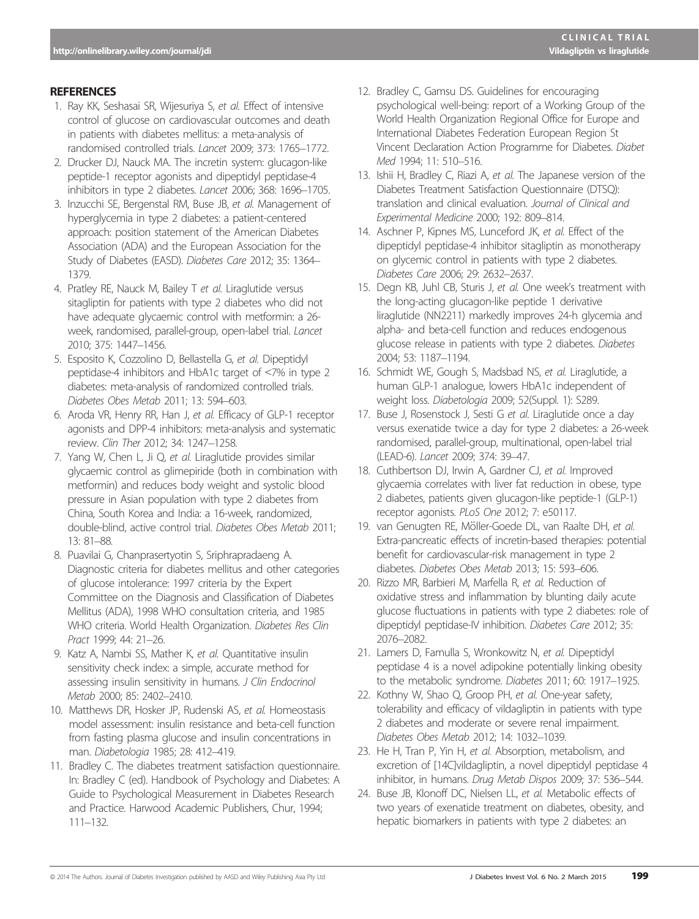## REFERENCES

1. Ray KK, Seshasai SR, Wijesuriya S, *et al.* Effect of intensive control of glucose on cardiovascular outcomes and death in patients with diabetes mellitus: a meta-analysis of randomised controlled trials. *Lancet* 2009; 373: 1765–1772.
2. Drucker DJ, Nauck MA. The incretin system: glucagon-like peptide-1 receptor agonists and dipeptidyl peptidase-4 inhibitors in type 2 diabetes. *Lancet* 2006; 368: 1696–1705.
3. Inzucchi SE, Bergenstal RM, Buse JB, *et al.* Management of hyperglycemia in type 2 diabetes: a patient-centered approach: position statement of the American Diabetes Association (ADA) and the European Association for the Study of Diabetes (EASD). *Diabetes Care* 2012; 35: 1364–1379.
4. Pratley RE, Nauck M, Bailey T *et al.* Liraglutide versus sitagliptin for patients with type 2 diabetes who did not have adequate glycaemic control with metformin: a 26-week, randomised, parallel-group, open-label trial. *Lancet* 2010; 375: 1447–1456.
5. Esposito K, Cozzolino D, Bellastella G, *et al.* Dipeptidyl peptidase-4 inhibitors and HbA1c target of <7% in type 2 diabetes: meta-analysis of randomized controlled trials. *Diabetes Obes Metab* 2011; 13: 594–603.
6. Aroda VR, Henry RR, Han J, *et al.* Efficacy of GLP-1 receptor agonists and DPP-4 inhibitors: meta-analysis and systematic review. *Clin Ther* 2012; 34: 1247–1258.
7. Yang W, Chen L, Ji Q, *et al.* Liraglutide provides similar glycaemic control as glimepiride (both in combination with metformin) and reduces body weight and systolic blood pressure in Asian population with type 2 diabetes from China, South Korea and India: a 16-week, randomized, double-blind, active control trial. *Diabetes Obes Metab* 2011; 13: 81–88.
8. Puavilai G, Chanprasertyotin S, Sriphrapradaeng A. Diagnostic criteria for diabetes mellitus and other categories of glucose intolerance: 1997 criteria by the Expert Committee on the Diagnosis and Classification of Diabetes Mellitus (ADA), 1998 WHO consultation criteria, and 1985 WHO criteria. World Health Organization. *Diabetes Res Clin Pract* 1999; 44: 21–26.
9. Katz A, Nambi SS, Mather K, *et al.* Quantitative insulin sensitivity check index: a simple, accurate method for assessing insulin sensitivity in humans. *J Clin Endocrinol Metab* 2000; 85: 2402–2410.
10. Matthews DR, Hosker JP, Rudenski AS, *et al.* Homeostasis model assessment: insulin resistance and beta-cell function from fasting plasma glucose and insulin concentrations in man. *Diabetologia* 1985; 28: 412–419.
11. Bradley C. The diabetes treatment satisfaction questionnaire. In: Bradley C (ed). Handbook of Psychology and Diabetes: A Guide to Psychological Measurement in Diabetes Research and Practice. Harwood Academic Publishers, Chur, 1994; 111–132.
12. Bradley C, Gamsu DS. Guidelines for encouraging psychological well-being: report of a Working Group of the World Health Organization Regional Office for Europe and International Diabetes Federation European Region St Vincent Declaration Action Programme for Diabetes. *Diabet Med* 1994; 11: 510–516.
13. Ishii H, Bradley C, Riazi A, *et al.* The Japanese version of the Diabetes Treatment Satisfaction Questionnaire (DTSQ): translation and clinical evaluation. *Journal of Clinical and Experimental Medicine* 2000; 192: 809–814.
14. Aschner P, Kipnes MS, Lunceford JK, *et al.* Effect of the dipeptidyl peptidase-4 inhibitor sitagliptin as monotherapy on glycemic control in patients with type 2 diabetes. *Diabetes Care* 2006; 29: 2632–2637.
15. Degn KB, Juhl CB, Sturis J, *et al.* One week's treatment with the long-acting glucagon-like peptide 1 derivative liraglutide (NN2211) markedly improves 24-h glycemia and alpha- and beta-cell function and reduces endogenous glucose release in patients with type 2 diabetes. *Diabetes* 2004; 53: 1187–1194.
16. Schmidt WE, Gough S, Madsbad NS, *et al.* Liraglutide, a human GLP-1 analogue, lowers HbA1c independent of weight loss. *Diabetologia* 2009; 52(Suppl. 1): S289.
17. Buse J, Rosenstock J, Sesti G *et al.* Liraglutide once a day versus exenatide twice a day for type 2 diabetes: a 26-week randomised, parallel-group, multinational, open-label trial (LEAD-6). *Lancet* 2009; 374: 39–47.
18. Cuthbertson DJ, Irwin A, Gardner CJ, *et al.* Improved glycaemia correlates with liver fat reduction in obese, type 2 diabetes, patients given glucagon-like peptide-1 (GLP-1) receptor agonists. *PLoS One* 2012; 7: e50117.
19. van Genugten RE, Möller-Goede DL, van Raalte DH, *et al.* Extra-pancreatic effects of incretin-based therapies: potential benefit for cardiovascular-risk management in type 2 diabetes. *Diabetes Obes Metab* 2013; 15: 593–606.
20. Rizzo MR, Barbieri M, Marfella R, *et al.* Reduction of oxidative stress and inflammation by blunting daily acute glucose fluctuations in patients with type 2 diabetes: role of dipeptidyl peptidase-IV inhibition. *Diabetes Care* 2012; 35: 2076–2082.
21. Lamers D, Famulla S, Wronkowitz N, *et al.* Dipeptidyl peptidase 4 is a novel adipokine potentially linking obesity to the metabolic syndrome. *Diabetes* 2011; 60: 1917–1925.
22. Kothny W, Shao Q, Groop PH, *et al.* One-year safety, tolerability and efficacy of vildagliptin in patients with type 2 diabetes and moderate or severe renal impairment. *Diabetes Obes Metab* 2012; 14: 1032–1039.
23. He H, Tran P, Yin H, *et al.* Absorption, metabolism, and excretion of [14C]vildagliptin, a novel dipeptidyl peptidase 4 inhibitor, in humans. *Drug Metab Dispos* 2009; 37: 536–544.
24. Buse JB, Klonoff DC, Nielsen LL, *et al.* Metabolic effects of two years of exenatide treatment on diabetes, obesity, and hepatic biomarkers in patients with type 2 diabetes: an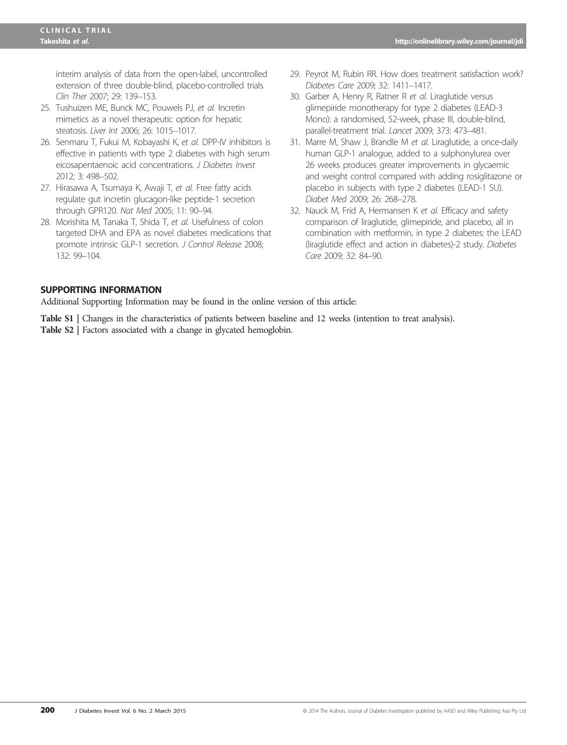interim analysis of data from the open-label, uncontrolled extension of three double-blind, placebo-controlled trials. *Clin Ther* 2007; 29: 139–153.

25. Tushuizen ME, Bunck MC, Pouwels PJ, *et al.* Incretin mimetics as a novel therapeutic option for hepatic steatosis. *Liver Int* 2006; 26: 1015–1017.
26. Senmaru T, Fukui M, Kobayashi K, *et al.* DPP-IV inhibitors is effective in patients with type 2 diabetes with high serum eicosapentaenoic acid concentrations. *J Diabetes Invest* 2012; 3: 498–502.
27. Hirasawa A, Tsumaya K, Awaji T, *et al.* Free fatty acids regulate gut incretin glucagon-like peptide-1 secretion through GPR120. *Nat Med* 2005; 11: 90–94.
28. Morishita M, Tanaka T, Shida T, *et al.* Usefulness of colon targeted DHA and EPA as novel diabetes medications that promote intrinsic GLP-1 secretion. *J Control Release* 2008; 132: 99–104.
29. Peyrot M, Rubin RR. How does treatment satisfaction work? *Diabetes Care* 2009; 32: 1411–1417.
30. Garber A, Henry R, Ratner R *et al.* Liraglutide versus glimepiride monotherapy for type 2 diabetes (LEAD-3 Mono): a randomised, 52-week, phase III, double-blind, parallel-treatment trial. *Lancet* 2009; 373: 473–481.
31. Marre M, Shaw J, Brandle M *et al.* Liraglutide, a once-daily human GLP-1 analogue, added to a sulphonylurea over 26 weeks produces greater improvements in glycaemic and weight control compared with adding rosiglitazone or placebo in subjects with type 2 diabetes (LEAD-1 SU). *Diabet Med* 2009; 26: 268–278.
32. Nauck M, Frid A, Hermansen K *et al.* Efficacy and safety comparison of liraglutide, glimepiride, and placebo, all in combination with metformin, in type 2 diabetes: the LEAD (liraglutide effect and action in diabetes)-2 study. *Diabetes Care* 2009; 32: 84–90.

## SUPPORTING INFORMATION

Additional Supporting Information may be found in the online version of this article:

**Table S1 |** Changes in the characteristics of patients between baseline and 12 weeks (intention to treat analysis).

**Table S2 |** Factors associated with a change in glycated hemoglobin.